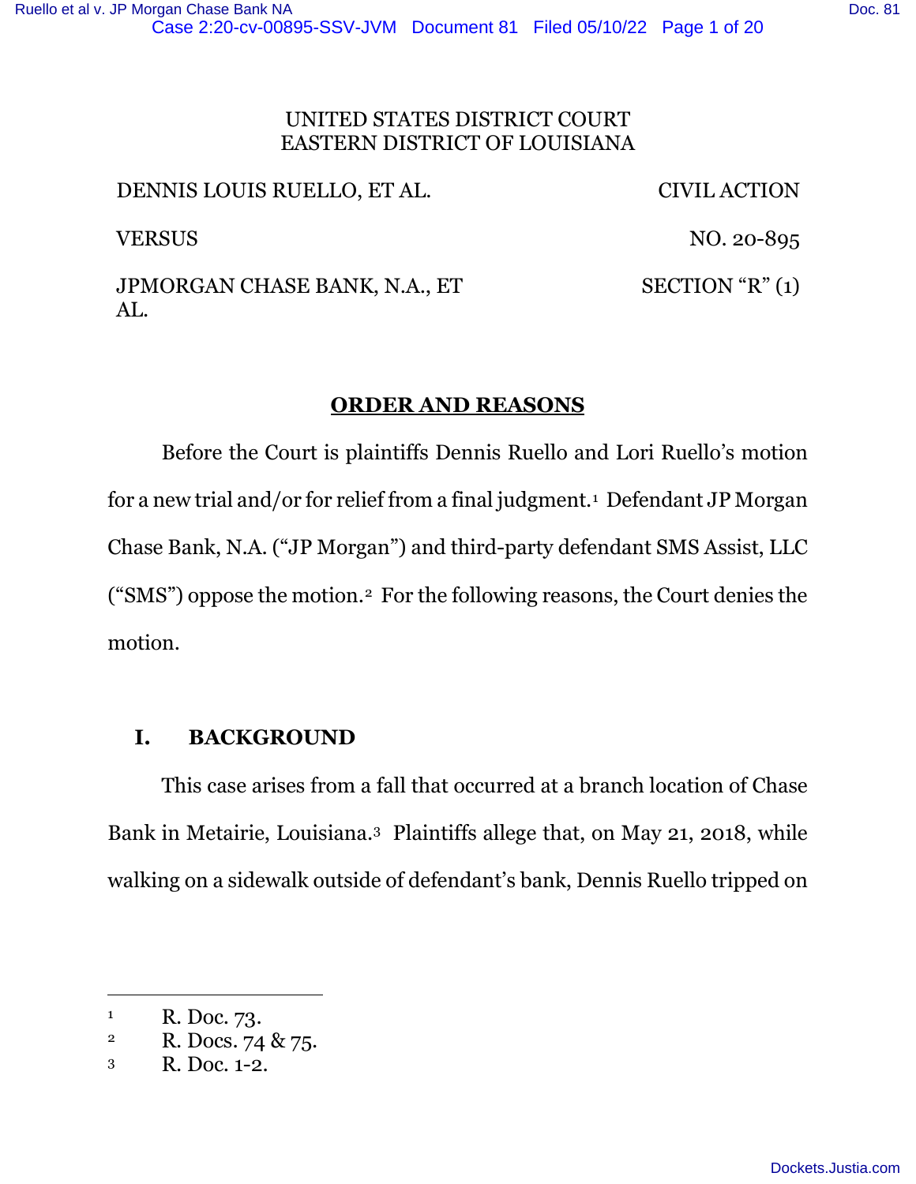UNITED STATES DISTRICT COURT
EASTERN DISTRICT OF LOUISIANA

DENNIS LOUIS RUELLO, ET AL. — CIVIL ACTION

VERSUS — NO. 20-895

JPMORGAN CHASE BANK, N.A., ET AL. — SECTION "R" (1)

## ORDER AND REASONS

Before the Court is plaintiffs Dennis Ruello and Lori Ruello's motion for a new trial and/or for relief from a final judgment.[1] Defendant JP Morgan Chase Bank, N.A. ("JP Morgan") and third-party defendant SMS Assist, LLC ("SMS") oppose the motion.[2] For the following reasons, the Court denies the motion.

## I. BACKGROUND

This case arises from a fall that occurred at a branch location of Chase Bank in Metairie, Louisiana.[3] Plaintiffs allege that, on May 21, 2018, while walking on a sidewalk outside of defendant's bank, Dennis Ruello tripped on

---

[1] R. Doc. 73.

[2] R. Docs. 74 & 75.

[3] R. Doc. 1-2.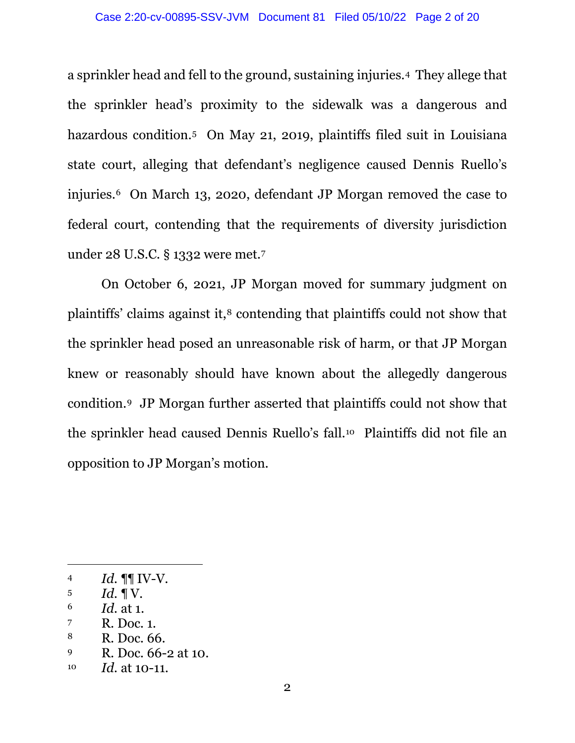a sprinkler head and fell to the ground, sustaining injuries.[4] They allege that the sprinkler head's proximity to the sidewalk was a dangerous and hazardous condition.[5] On May 21, 2019, plaintiffs filed suit in Louisiana state court, alleging that defendant's negligence caused Dennis Ruello's injuries.[6] On March 13, 2020, defendant JP Morgan removed the case to federal court, contending that the requirements of diversity jurisdiction under 28 U.S.C. § 1332 were met.[7]

On October 6, 2021, JP Morgan moved for summary judgment on plaintiffs' claims against it,[8] contending that plaintiffs could not show that the sprinkler head posed an unreasonable risk of harm, or that JP Morgan knew or reasonably should have known about the allegedly dangerous condition.[9] JP Morgan further asserted that plaintiffs could not show that the sprinkler head caused Dennis Ruello's fall.[10] Plaintiffs did not file an opposition to JP Morgan's motion.

---

[4] *Id.* ¶¶ IV-V.
[5] *Id.* ¶ V.
[6] *Id.* at 1.
[7] R. Doc. 1.
[8] R. Doc. 66.
[9] R. Doc. 66-2 at 10.
[10] *Id.* at 10-11.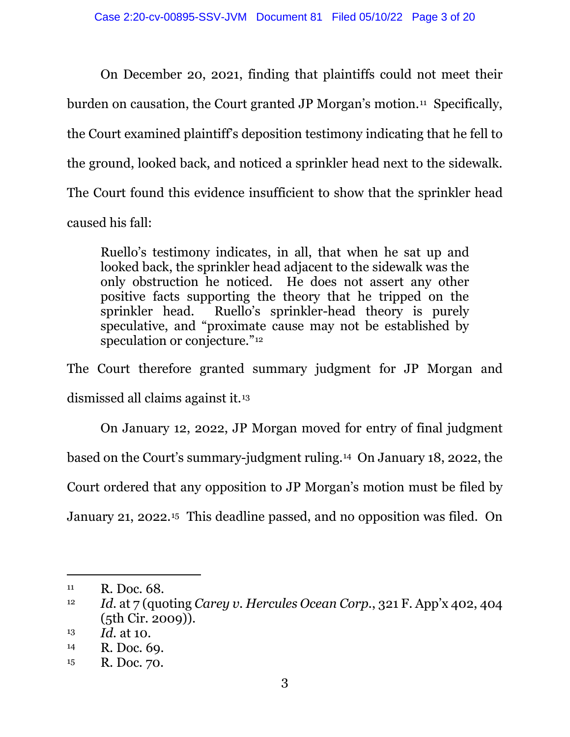On December 20, 2021, finding that plaintiffs could not meet their burden on causation, the Court granted JP Morgan's motion.[11] Specifically, the Court examined plaintiff's deposition testimony indicating that he fell to the ground, looked back, and noticed a sprinkler head next to the sidewalk. The Court found this evidence insufficient to show that the sprinkler head caused his fall:

> Ruello's testimony indicates, in all, that when he sat up and looked back, the sprinkler head adjacent to the sidewalk was the only obstruction he noticed. He does not assert any other positive facts supporting the theory that he tripped on the sprinkler head. Ruello's sprinkler-head theory is purely speculative, and "proximate cause may not be established by speculation or conjecture."[12]

The Court therefore granted summary judgment for JP Morgan and dismissed all claims against it.[13]

On January 12, 2022, JP Morgan moved for entry of final judgment based on the Court's summary-judgment ruling.[14] On January 18, 2022, the Court ordered that any opposition to JP Morgan's motion must be filed by January 21, 2022.[15] This deadline passed, and no opposition was filed. On

---

[11] R. Doc. 68.

[12] *Id.* at 7 (quoting *Carey v. Hercules Ocean Corp.*, 321 F. App'x 402, 404 (5th Cir. 2009)).

[13] *Id.* at 10.

[14] R. Doc. 69.

[15] R. Doc. 70.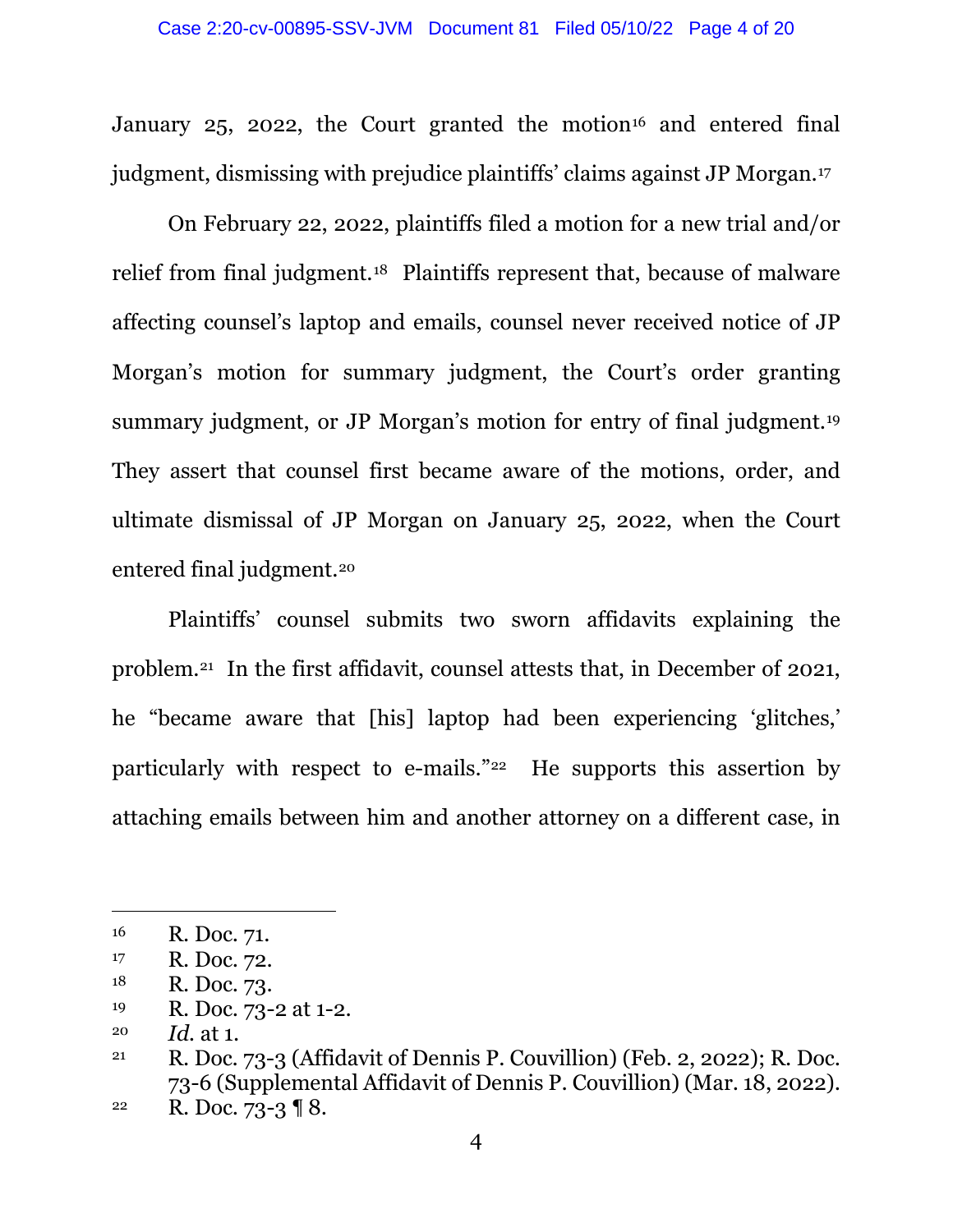January 25, 2022, the Court granted the motion[16] and entered final judgment, dismissing with prejudice plaintiffs' claims against JP Morgan.[17]

On February 22, 2022, plaintiffs filed a motion for a new trial and/or relief from final judgment.[18] Plaintiffs represent that, because of malware affecting counsel's laptop and emails, counsel never received notice of JP Morgan's motion for summary judgment, the Court's order granting summary judgment, or JP Morgan's motion for entry of final judgment.[19] They assert that counsel first became aware of the motions, order, and ultimate dismissal of JP Morgan on January 25, 2022, when the Court entered final judgment.[20]

Plaintiffs' counsel submits two sworn affidavits explaining the problem.[21] In the first affidavit, counsel attests that, in December of 2021, he "became aware that [his] laptop had been experiencing 'glitches,' particularly with respect to e-mails."[22] He supports this assertion by attaching emails between him and another attorney on a different case, in

---

[16] R. Doc. 71.

[17] R. Doc. 72.

[18] R. Doc. 73.

[19] R. Doc. 73-2 at 1-2.

[20] *Id.* at 1.

[21] R. Doc. 73-3 (Affidavit of Dennis P. Couvillion) (Feb. 2, 2022); R. Doc. 73-6 (Supplemental Affidavit of Dennis P. Couvillion) (Mar. 18, 2022).

[22] R. Doc. 73-3 ¶ 8.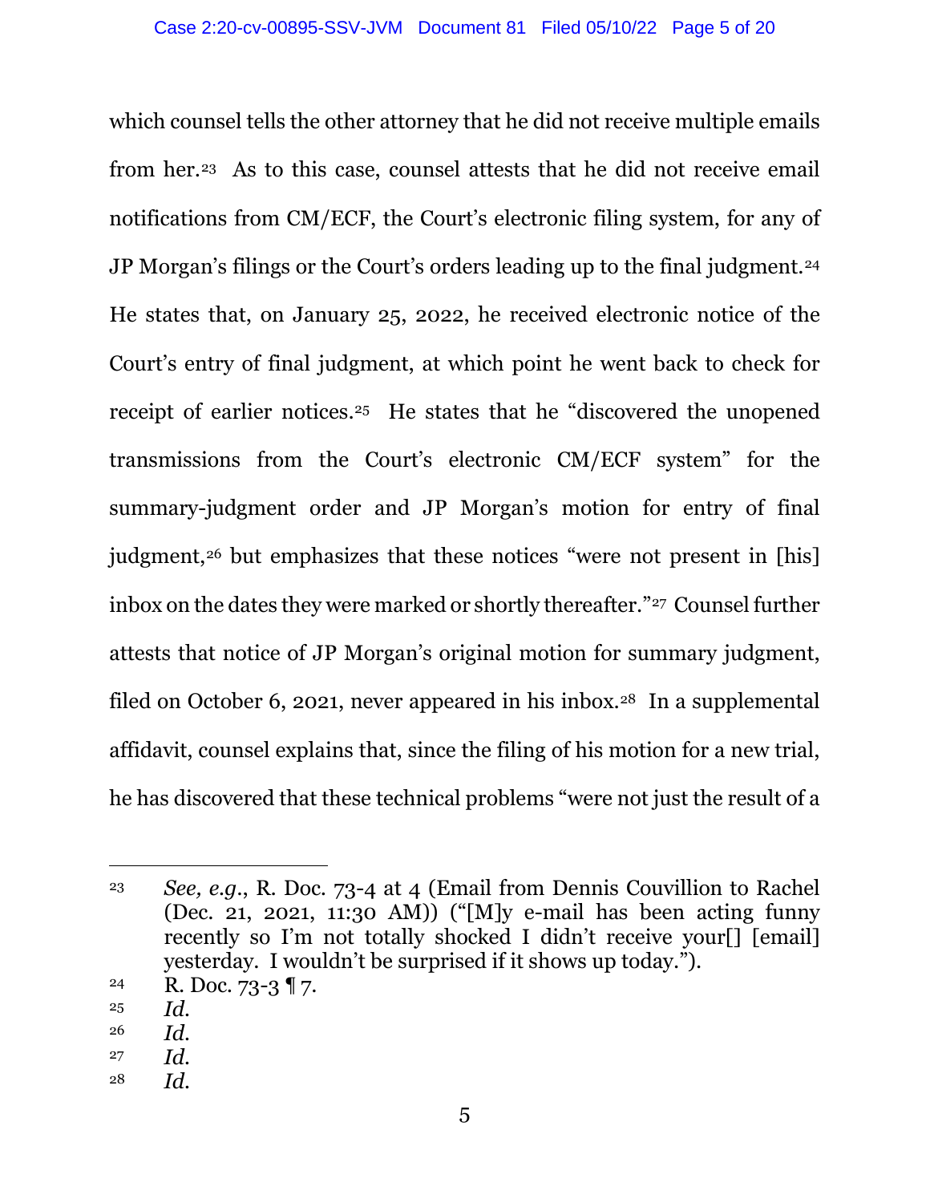which counsel tells the other attorney that he did not receive multiple emails from her.[23] As to this case, counsel attests that he did not receive email notifications from CM/ECF, the Court's electronic filing system, for any of JP Morgan's filings or the Court's orders leading up to the final judgment.[24] He states that, on January 25, 2022, he received electronic notice of the Court's entry of final judgment, at which point he went back to check for receipt of earlier notices.[25] He states that he "discovered the unopened transmissions from the Court's electronic CM/ECF system" for the summary-judgment order and JP Morgan's motion for entry of final judgment,[26] but emphasizes that these notices "were not present in [his] inbox on the dates they were marked or shortly thereafter."[27] Counsel further attests that notice of JP Morgan's original motion for summary judgment, filed on October 6, 2021, never appeared in his inbox.[28] In a supplemental affidavit, counsel explains that, since the filing of his motion for a new trial, he has discovered that these technical problems "were not just the result of a

---

[23] *See, e.g.*, R. Doc. 73-4 at 4 (Email from Dennis Couvillion to Rachel (Dec. 21, 2021, 11:30 AM)) ("[M]y e-mail has been acting funny recently so I'm not totally shocked I didn't receive your[] [email] yesterday. I wouldn't be surprised if it shows up today.").

[24] R. Doc. 73-3 ¶ 7.

[25] *Id.*

[26] *Id.*

[27] *Id.*

[28] *Id.*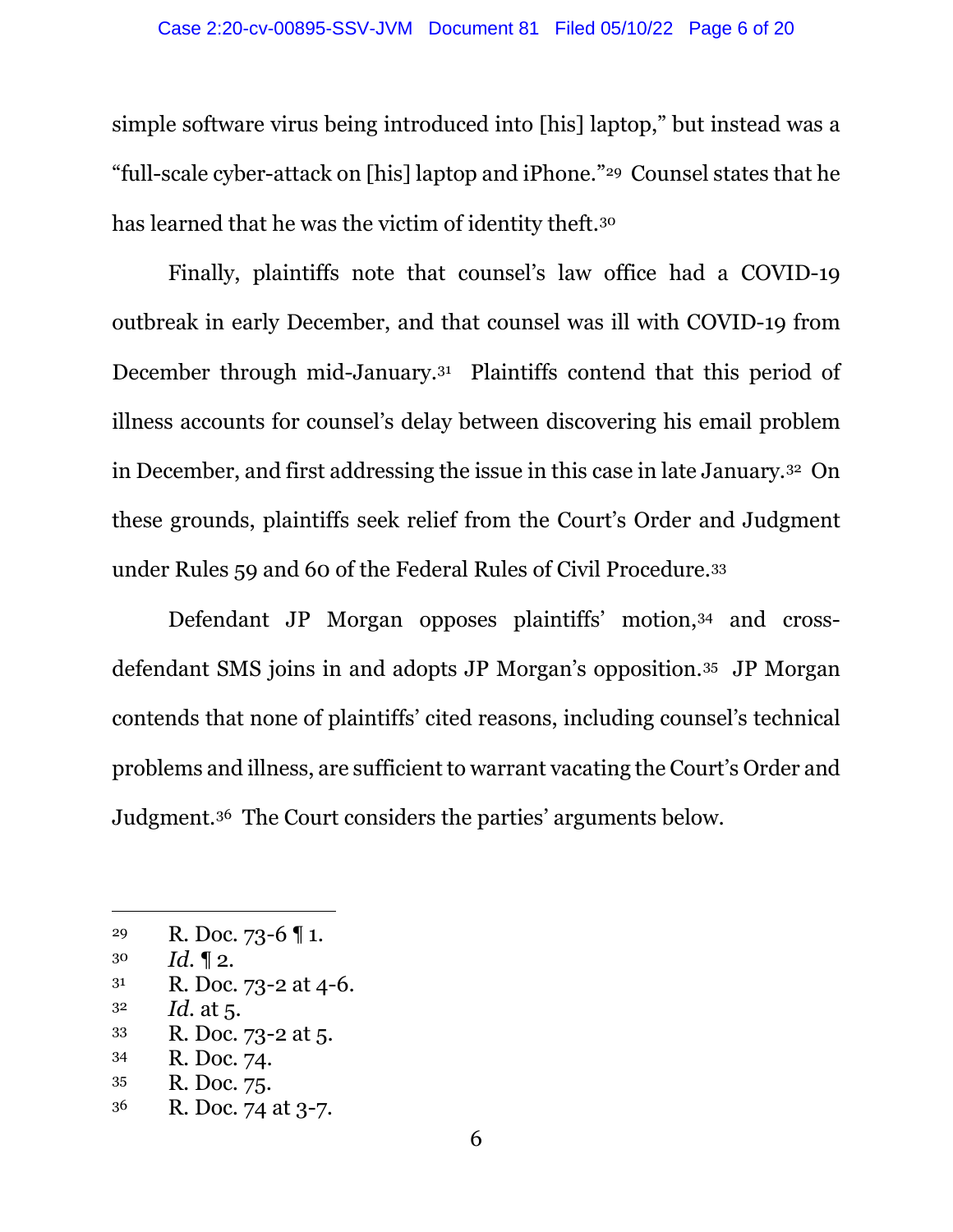simple software virus being introduced into [his] laptop," but instead was a "full-scale cyber-attack on [his] laptop and iPhone."[29] Counsel states that he has learned that he was the victim of identity theft.[30]

Finally, plaintiffs note that counsel's law office had a COVID-19 outbreak in early December, and that counsel was ill with COVID-19 from December through mid-January.[31] Plaintiffs contend that this period of illness accounts for counsel's delay between discovering his email problem in December, and first addressing the issue in this case in late January.[32] On these grounds, plaintiffs seek relief from the Court's Order and Judgment under Rules 59 and 60 of the Federal Rules of Civil Procedure.[33]

Defendant JP Morgan opposes plaintiffs' motion,[34] and cross-defendant SMS joins in and adopts JP Morgan's opposition.[35] JP Morgan contends that none of plaintiffs' cited reasons, including counsel's technical problems and illness, are sufficient to warrant vacating the Court's Order and Judgment.[36] The Court considers the parties' arguments below.

---

[29] R. Doc. 73-6 ¶ 1.

[30] *Id.* ¶ 2.

[31] R. Doc. 73-2 at 4-6.

[32] *Id.* at 5.

[33] R. Doc. 73-2 at 5.

[34] R. Doc. 74.

[35] R. Doc. 75.

[36] R. Doc. 74 at 3-7.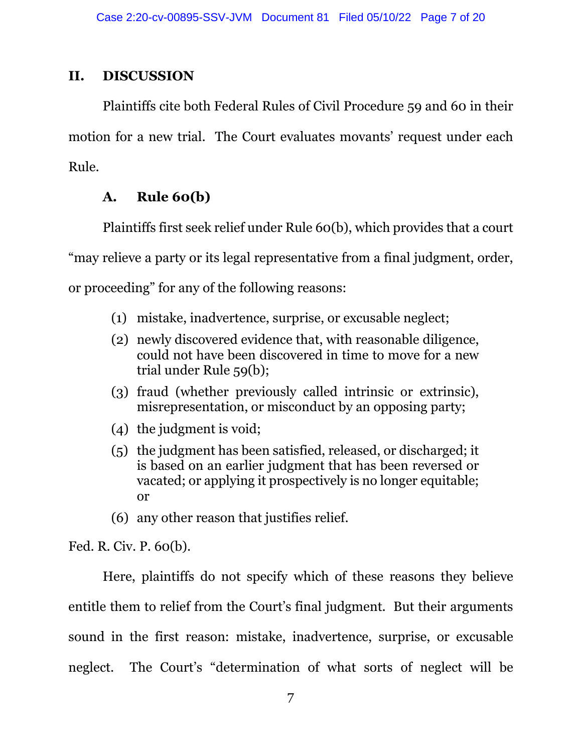## II. DISCUSSION

Plaintiffs cite both Federal Rules of Civil Procedure 59 and 60 in their motion for a new trial. The Court evaluates movants' request under each Rule.

### A. Rule 60(b)

Plaintiffs first seek relief under Rule 60(b), which provides that a court "may relieve a party or its legal representative from a final judgment, order, or proceeding" for any of the following reasons:

> (1) mistake, inadvertence, surprise, or excusable neglect;
>
> (2) newly discovered evidence that, with reasonable diligence, could not have been discovered in time to move for a new trial under Rule 59(b);
>
> (3) fraud (whether previously called intrinsic or extrinsic), misrepresentation, or misconduct by an opposing party;
>
> (4) the judgment is void;
>
> (5) the judgment has been satisfied, released, or discharged; it is based on an earlier judgment that has been reversed or vacated; or applying it prospectively is no longer equitable; or
>
> (6) any other reason that justifies relief.

Fed. R. Civ. P. 60(b).

Here, plaintiffs do not specify which of these reasons they believe entitle them to relief from the Court's final judgment. But their arguments sound in the first reason: mistake, inadvertence, surprise, or excusable neglect. The Court's "determination of what sorts of neglect will be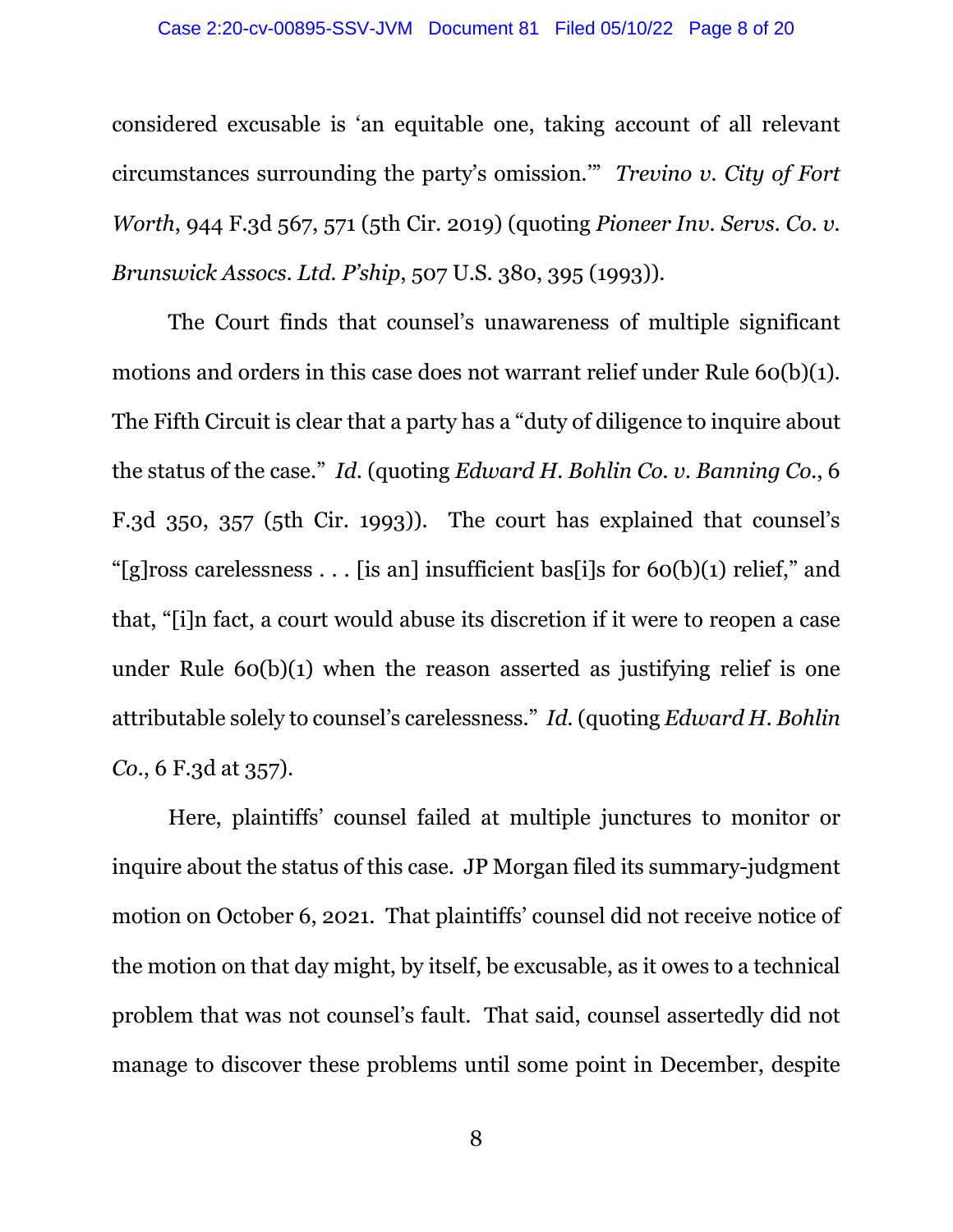considered excusable is 'an equitable one, taking account of all relevant circumstances surrounding the party's omission.'" *Trevino v. City of Fort Worth*, 944 F.3d 567, 571 (5th Cir. 2019) (quoting *Pioneer Inv. Servs. Co. v. Brunswick Assocs. Ltd. P'ship*, 507 U.S. 380, 395 (1993)).

The Court finds that counsel's unawareness of multiple significant motions and orders in this case does not warrant relief under Rule 60(b)(1). The Fifth Circuit is clear that a party has a "duty of diligence to inquire about the status of the case." *Id.* (quoting *Edward H. Bohlin Co. v. Banning Co.*, 6 F.3d 350, 357 (5th Cir. 1993)). The court has explained that counsel's "[g]ross carelessness . . . [is an] insufficient bas[i]s for 60(b)(1) relief," and that, "[i]n fact, a court would abuse its discretion if it were to reopen a case under Rule 60(b)(1) when the reason asserted as justifying relief is one attributable solely to counsel's carelessness." *Id.* (quoting *Edward H. Bohlin Co.*, 6 F.3d at 357).

Here, plaintiffs' counsel failed at multiple junctures to monitor or inquire about the status of this case. JP Morgan filed its summary-judgment motion on October 6, 2021. That plaintiffs' counsel did not receive notice of the motion on that day might, by itself, be excusable, as it owes to a technical problem that was not counsel's fault. That said, counsel assertedly did not manage to discover these problems until some point in December, despite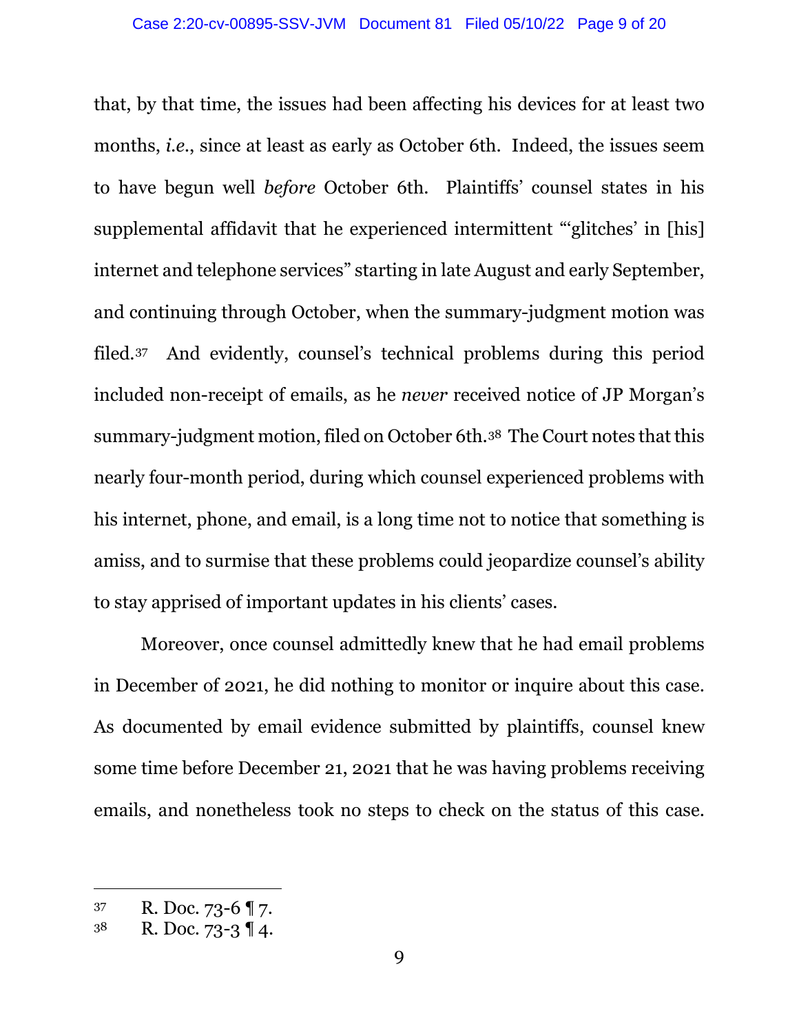that, by that time, the issues had been affecting his devices for at least two months, *i.e.*, since at least as early as October 6th. Indeed, the issues seem to have begun well *before* October 6th. Plaintiffs' counsel states in his supplemental affidavit that he experienced intermittent "'glitches' in [his] internet and telephone services" starting in late August and early September, and continuing through October, when the summary-judgment motion was filed.[37] And evidently, counsel's technical problems during this period included non-receipt of emails, as he *never* received notice of JP Morgan's summary-judgment motion, filed on October 6th.[38] The Court notes that this nearly four-month period, during which counsel experienced problems with his internet, phone, and email, is a long time not to notice that something is amiss, and to surmise that these problems could jeopardize counsel's ability to stay apprised of important updates in his clients' cases.

Moreover, once counsel admittedly knew that he had email problems in December of 2021, he did nothing to monitor or inquire about this case. As documented by email evidence submitted by plaintiffs, counsel knew some time before December 21, 2021 that he was having problems receiving emails, and nonetheless took no steps to check on the status of this case.

---

[37] R. Doc. 73-6 ¶ 7.

[38] R. Doc. 73-3 ¶ 4.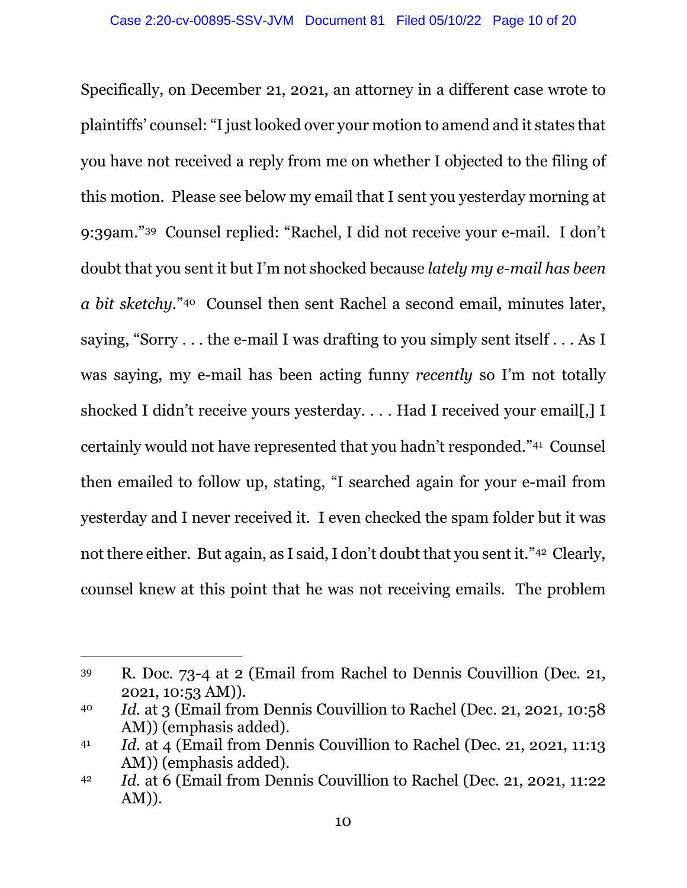Specifically, on December 21, 2021, an attorney in a different case wrote to plaintiffs' counsel: "I just looked over your motion to amend and it states that you have not received a reply from me on whether I objected to the filing of this motion. Please see below my email that I sent you yesterday morning at 9:39am."[39] Counsel replied: "Rachel, I did not receive your e-mail. I don't doubt that you sent it but I'm not shocked because *lately my e-mail has been a bit sketchy*."[40] Counsel then sent Rachel a second email, minutes later, saying, "Sorry . . . the e-mail I was drafting to you simply sent itself . . . As I was saying, my e-mail has been acting funny *recently* so I'm not totally shocked I didn't receive yours yesterday. . . . Had I received your email[,] I certainly would not have represented that you hadn't responded."[41] Counsel then emailed to follow up, stating, "I searched again for your e-mail from yesterday and I never received it. I even checked the spam folder but it was not there either. But again, as I said, I don't doubt that you sent it."[42] Clearly, counsel knew at this point that he was not receiving emails. The problem

---

[39] R. Doc. 73-4 at 2 (Email from Rachel to Dennis Couvillion (Dec. 21, 2021, 10:53 AM)).

[40] *Id.* at 3 (Email from Dennis Couvillion to Rachel (Dec. 21, 2021, 10:58 AM)) (emphasis added).

[41] *Id.* at 4 (Email from Dennis Couvillion to Rachel (Dec. 21, 2021, 11:13 AM)) (emphasis added).

[42] *Id.* at 6 (Email from Dennis Couvillion to Rachel (Dec. 21, 2021, 11:22 AM)).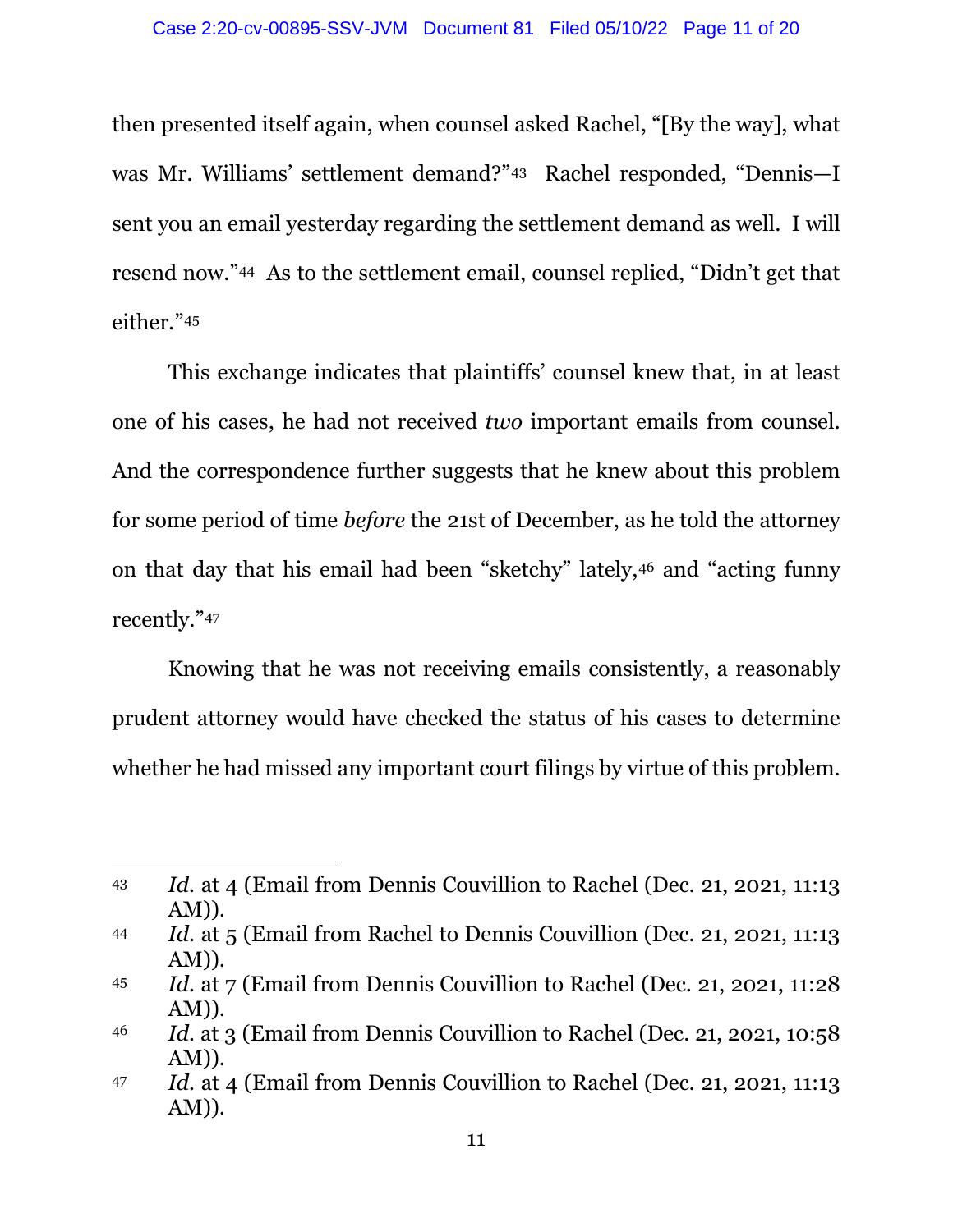then presented itself again, when counsel asked Rachel, "[By the way], what was Mr. Williams' settlement demand?"[43] Rachel responded, "Dennis—I sent you an email yesterday regarding the settlement demand as well. I will resend now."[44] As to the settlement email, counsel replied, "Didn't get that either."[45]

This exchange indicates that plaintiffs' counsel knew that, in at least one of his cases, he had not received *two* important emails from counsel. And the correspondence further suggests that he knew about this problem for some period of time *before* the 21st of December, as he told the attorney on that day that his email had been "sketchy" lately,[46] and "acting funny recently."[47]

Knowing that he was not receiving emails consistently, a reasonably prudent attorney would have checked the status of his cases to determine whether he had missed any important court filings by virtue of this problem.

---

[43] *Id.* at 4 (Email from Dennis Couvillion to Rachel (Dec. 21, 2021, 11:13 AM)).

[44] *Id.* at 5 (Email from Rachel to Dennis Couvillion (Dec. 21, 2021, 11:13 AM)).

[45] *Id.* at 7 (Email from Dennis Couvillion to Rachel (Dec. 21, 2021, 11:28 AM)).

[46] *Id.* at 3 (Email from Dennis Couvillion to Rachel (Dec. 21, 2021, 10:58 AM)).

[47] *Id.* at 4 (Email from Dennis Couvillion to Rachel (Dec. 21, 2021, 11:13 AM)).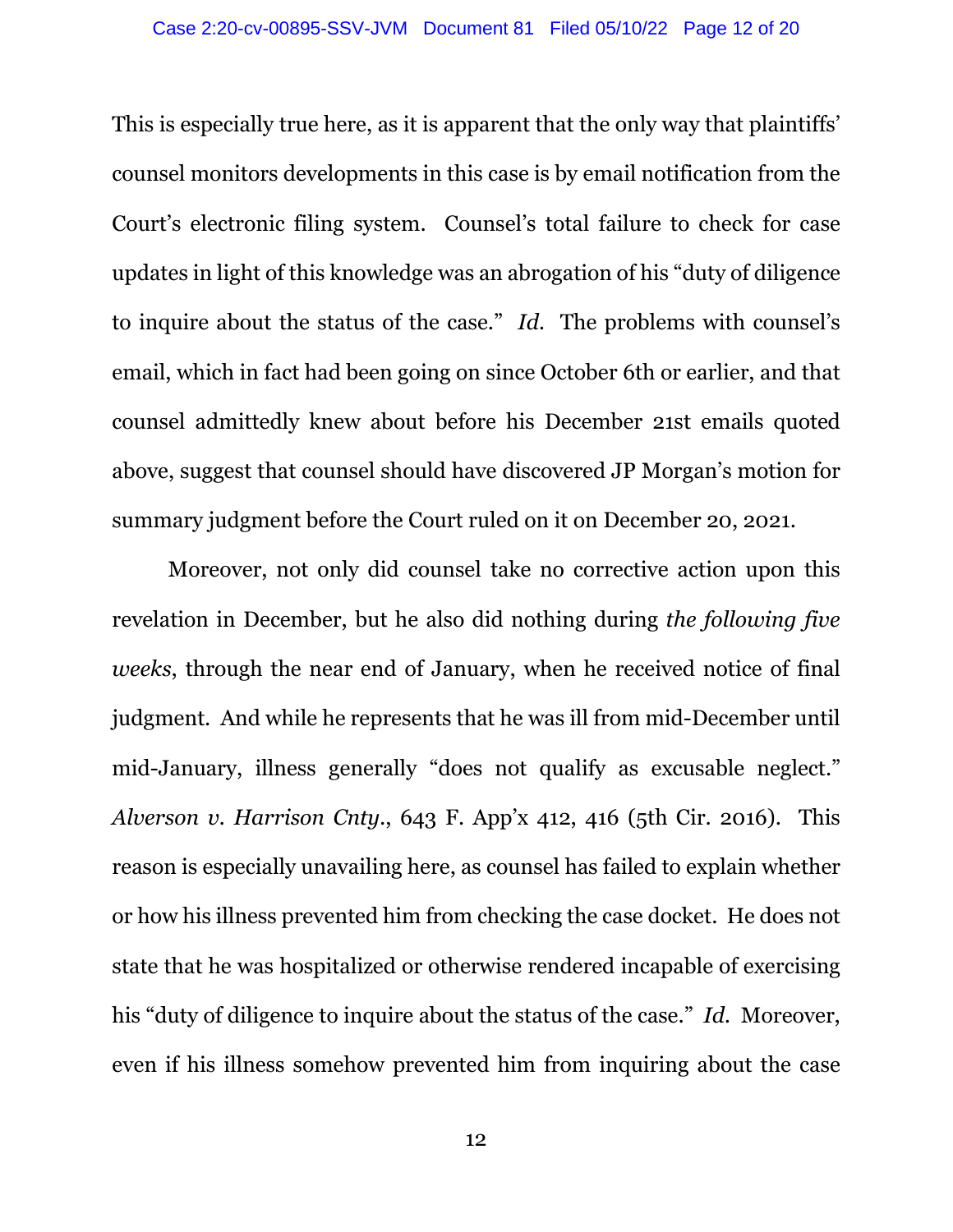This is especially true here, as it is apparent that the only way that plaintiffs' counsel monitors developments in this case is by email notification from the Court's electronic filing system. Counsel's total failure to check for case updates in light of this knowledge was an abrogation of his "duty of diligence to inquire about the status of the case." *Id.* The problems with counsel's email, which in fact had been going on since October 6th or earlier, and that counsel admittedly knew about before his December 21st emails quoted above, suggest that counsel should have discovered JP Morgan's motion for summary judgment before the Court ruled on it on December 20, 2021.

Moreover, not only did counsel take no corrective action upon this revelation in December, but he also did nothing during *the following five weeks*, through the near end of January, when he received notice of final judgment. And while he represents that he was ill from mid-December until mid-January, illness generally "does not qualify as excusable neglect." *Alverson v. Harrison Cnty.*, 643 F. App'x 412, 416 (5th Cir. 2016). This reason is especially unavailing here, as counsel has failed to explain whether or how his illness prevented him from checking the case docket. He does not state that he was hospitalized or otherwise rendered incapable of exercising his "duty of diligence to inquire about the status of the case." *Id.* Moreover, even if his illness somehow prevented him from inquiring about the case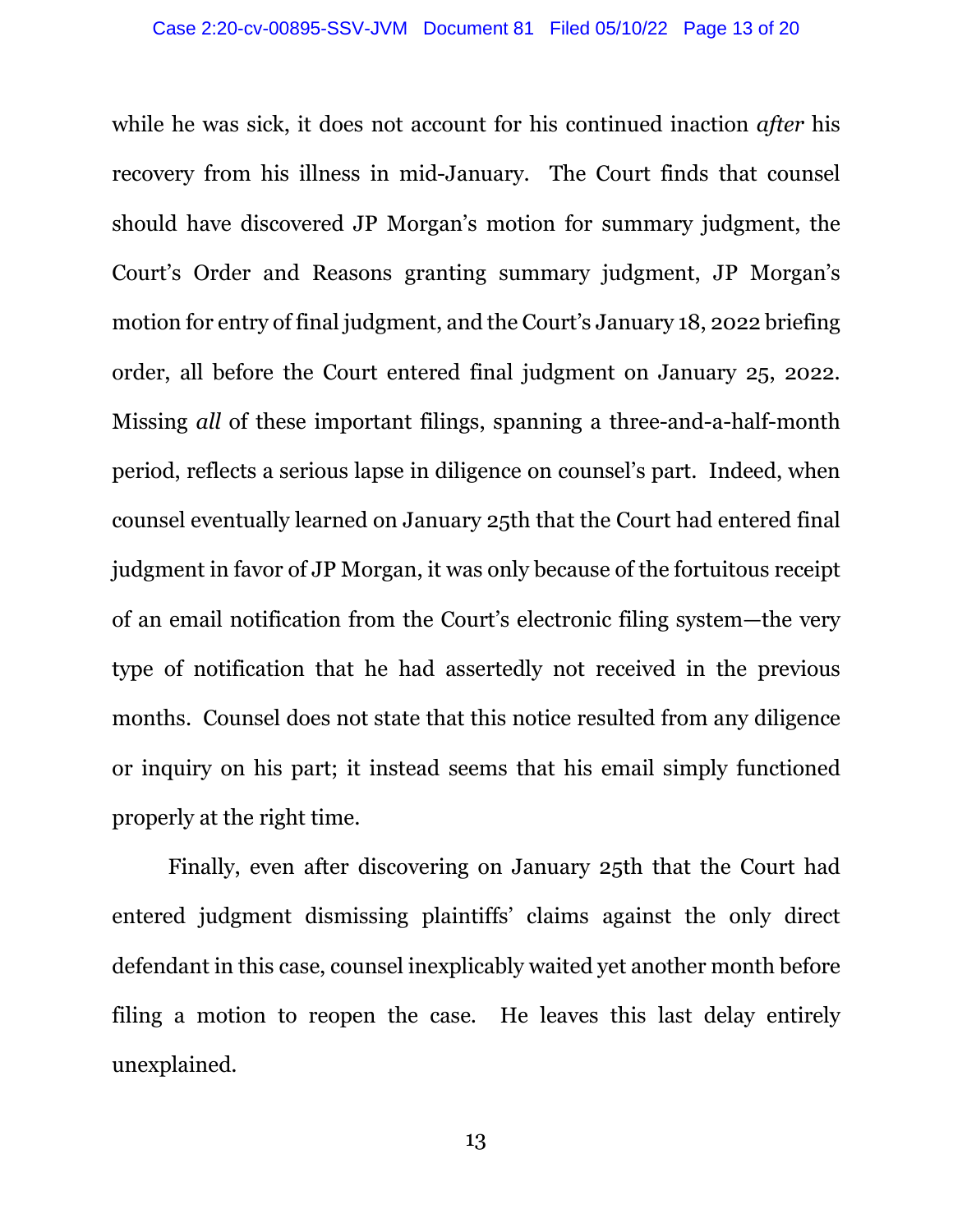while he was sick, it does not account for his continued inaction *after* his recovery from his illness in mid-January. The Court finds that counsel should have discovered JP Morgan's motion for summary judgment, the Court's Order and Reasons granting summary judgment, JP Morgan's motion for entry of final judgment, and the Court's January 18, 2022 briefing order, all before the Court entered final judgment on January 25, 2022. Missing *all* of these important filings, spanning a three-and-a-half-month period, reflects a serious lapse in diligence on counsel's part. Indeed, when counsel eventually learned on January 25th that the Court had entered final judgment in favor of JP Morgan, it was only because of the fortuitous receipt of an email notification from the Court's electronic filing system—the very type of notification that he had assertedly not received in the previous months. Counsel does not state that this notice resulted from any diligence or inquiry on his part; it instead seems that his email simply functioned properly at the right time.

Finally, even after discovering on January 25th that the Court had entered judgment dismissing plaintiffs' claims against the only direct defendant in this case, counsel inexplicably waited yet another month before filing a motion to reopen the case. He leaves this last delay entirely unexplained.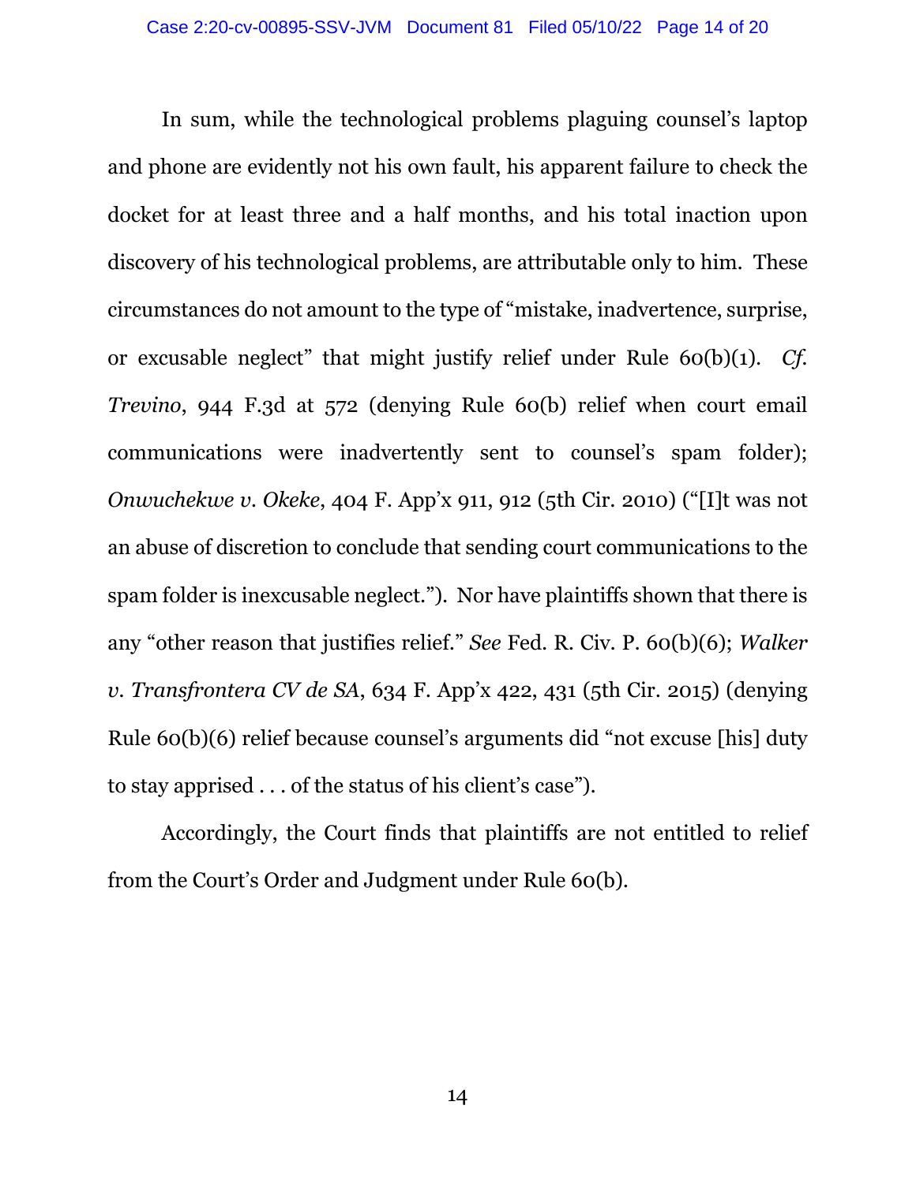In sum, while the technological problems plaguing counsel's laptop and phone are evidently not his own fault, his apparent failure to check the docket for at least three and a half months, and his total inaction upon discovery of his technological problems, are attributable only to him. These circumstances do not amount to the type of "mistake, inadvertence, surprise, or excusable neglect" that might justify relief under Rule 60(b)(1). *Cf. Trevino*, 944 F.3d at 572 (denying Rule 60(b) relief when court email communications were inadvertently sent to counsel's spam folder); *Onwuchekwe v. Okeke*, 404 F. App'x 911, 912 (5th Cir. 2010) ("[I]t was not an abuse of discretion to conclude that sending court communications to the spam folder is inexcusable neglect."). Nor have plaintiffs shown that there is any "other reason that justifies relief." *See* Fed. R. Civ. P. 60(b)(6); *Walker v. Transfrontera CV de SA*, 634 F. App'x 422, 431 (5th Cir. 2015) (denying Rule 60(b)(6) relief because counsel's arguments did "not excuse [his] duty to stay apprised . . . of the status of his client's case").

Accordingly, the Court finds that plaintiffs are not entitled to relief from the Court's Order and Judgment under Rule 60(b).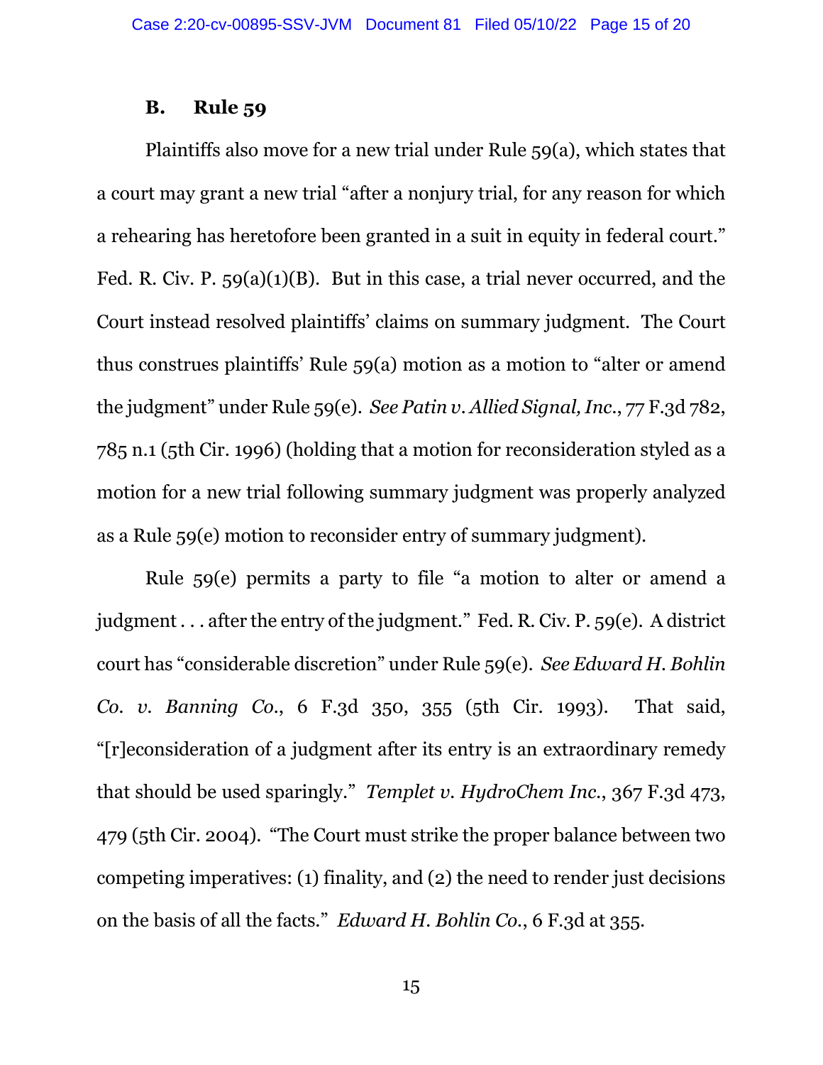### B. Rule 59

Plaintiffs also move for a new trial under Rule 59(a), which states that a court may grant a new trial "after a nonjury trial, for any reason for which a rehearing has heretofore been granted in a suit in equity in federal court." Fed. R. Civ. P. 59(a)(1)(B). But in this case, a trial never occurred, and the Court instead resolved plaintiffs' claims on summary judgment. The Court thus construes plaintiffs' Rule 59(a) motion as a motion to "alter or amend the judgment" under Rule 59(e). *See Patin v. Allied Signal, Inc.*, 77 F.3d 782, 785 n.1 (5th Cir. 1996) (holding that a motion for reconsideration styled as a motion for a new trial following summary judgment was properly analyzed as a Rule 59(e) motion to reconsider entry of summary judgment).

Rule 59(e) permits a party to file "a motion to alter or amend a judgment . . . after the entry of the judgment." Fed. R. Civ. P. 59(e). A district court has "considerable discretion" under Rule 59(e). *See Edward H. Bohlin Co. v. Banning Co.*, 6 F.3d 350, 355 (5th Cir. 1993). That said, "[r]econsideration of a judgment after its entry is an extraordinary remedy that should be used sparingly." *Templet v. HydroChem Inc.*, 367 F.3d 473, 479 (5th Cir. 2004). "The Court must strike the proper balance between two competing imperatives: (1) finality, and (2) the need to render just decisions on the basis of all the facts." *Edward H. Bohlin Co.*, 6 F.3d at 355.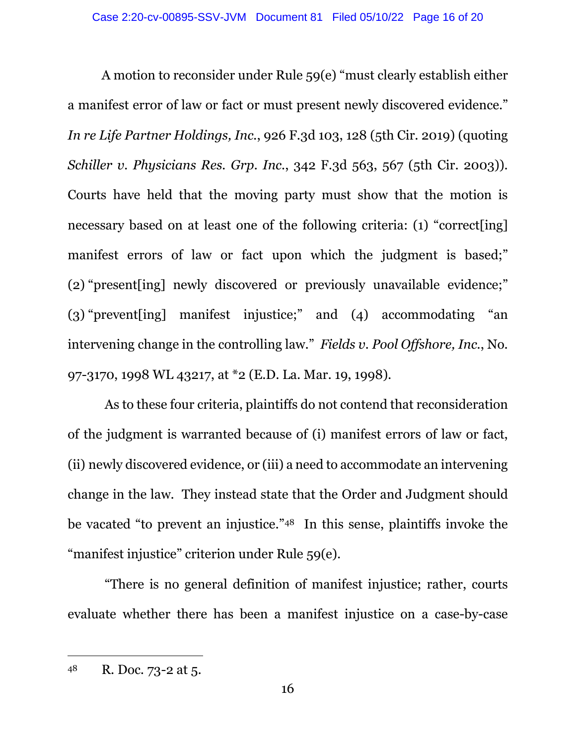A motion to reconsider under Rule 59(e) "must clearly establish either a manifest error of law or fact or must present newly discovered evidence." *In re Life Partner Holdings, Inc.*, 926 F.3d 103, 128 (5th Cir. 2019) (quoting *Schiller v. Physicians Res. Grp. Inc.*, 342 F.3d 563, 567 (5th Cir. 2003)). Courts have held that the moving party must show that the motion is necessary based on at least one of the following criteria: (1) "correct[ing] manifest errors of law or fact upon which the judgment is based;" (2) "present[ing] newly discovered or previously unavailable evidence;" (3) "prevent[ing] manifest injustice;" and (4) accommodating "an intervening change in the controlling law." *Fields v. Pool Offshore, Inc.*, No. 97-3170, 1998 WL 43217, at *2 (E.D. La. Mar. 19, 1998).

As to these four criteria, plaintiffs do not contend that reconsideration of the judgment is warranted because of (i) manifest errors of law or fact, (ii) newly discovered evidence, or (iii) a need to accommodate an intervening change in the law. They instead state that the Order and Judgment should be vacated "to prevent an injustice."[48] In this sense, plaintiffs invoke the "manifest injustice" criterion under Rule 59(e).

"There is no general definition of manifest injustice; rather, courts evaluate whether there has been a manifest injustice on a case-by-case

---

[48] R. Doc. 73-2 at 5.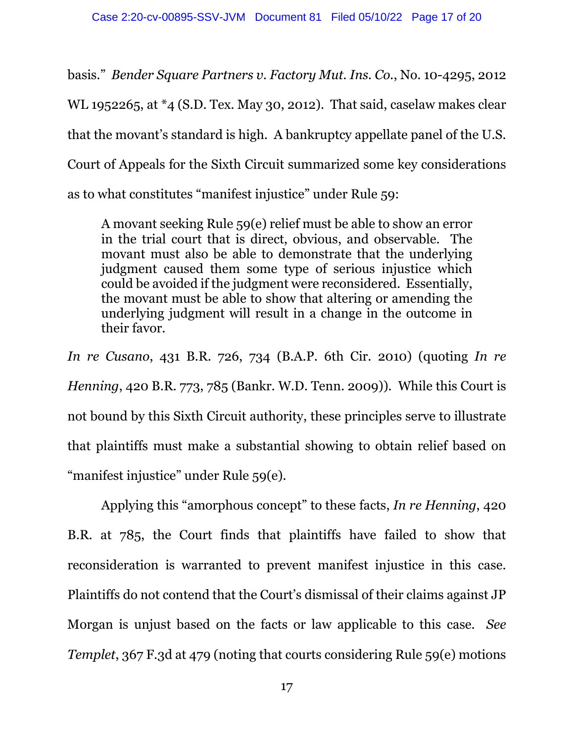basis." *Bender Square Partners v. Factory Mut. Ins. Co.*, No. 10-4295, 2012 WL 1952265, at *4 (S.D. Tex. May 30, 2012). That said, caselaw makes clear that the movant's standard is high. A bankruptcy appellate panel of the U.S. Court of Appeals for the Sixth Circuit summarized some key considerations as to what constitutes "manifest injustice" under Rule 59:

> A movant seeking Rule 59(e) relief must be able to show an error in the trial court that is direct, obvious, and observable. The movant must also be able to demonstrate that the underlying judgment caused them some type of serious injustice which could be avoided if the judgment were reconsidered. Essentially, the movant must be able to show that altering or amending the underlying judgment will result in a change in the outcome in their favor.

*In re Cusano*, 431 B.R. 726, 734 (B.A.P. 6th Cir. 2010) (quoting *In re Henning*, 420 B.R. 773, 785 (Bankr. W.D. Tenn. 2009)). While this Court is not bound by this Sixth Circuit authority, these principles serve to illustrate that plaintiffs must make a substantial showing to obtain relief based on "manifest injustice" under Rule 59(e).

Applying this "amorphous concept" to these facts, *In re Henning*, 420 B.R. at 785, the Court finds that plaintiffs have failed to show that reconsideration is warranted to prevent manifest injustice in this case. Plaintiffs do not contend that the Court's dismissal of their claims against JP Morgan is unjust based on the facts or law applicable to this case. *See Templet*, 367 F.3d at 479 (noting that courts considering Rule 59(e) motions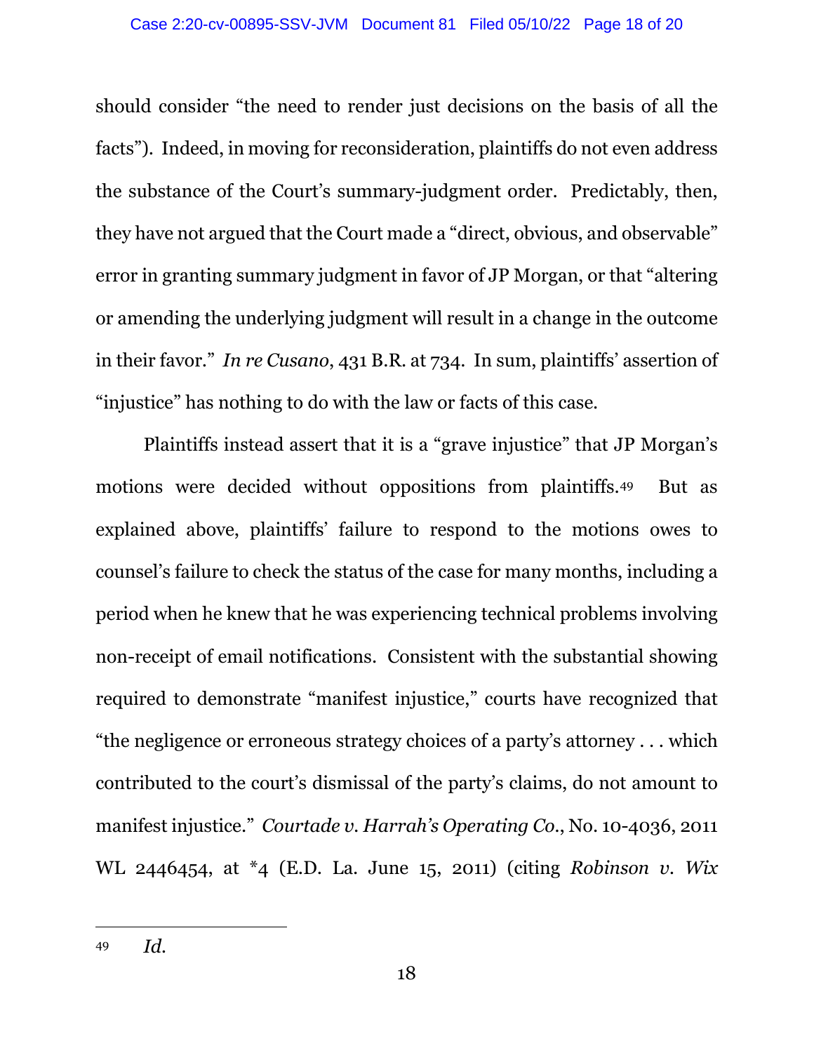should consider "the need to render just decisions on the basis of all the facts"). Indeed, in moving for reconsideration, plaintiffs do not even address the substance of the Court's summary-judgment order. Predictably, then, they have not argued that the Court made a "direct, obvious, and observable" error in granting summary judgment in favor of JP Morgan, or that "altering or amending the underlying judgment will result in a change in the outcome in their favor." *In re Cusano*, 431 B.R. at 734. In sum, plaintiffs' assertion of "injustice" has nothing to do with the law or facts of this case.

Plaintiffs instead assert that it is a "grave injustice" that JP Morgan's motions were decided without oppositions from plaintiffs.[49] But as explained above, plaintiffs' failure to respond to the motions owes to counsel's failure to check the status of the case for many months, including a period when he knew that he was experiencing technical problems involving non-receipt of email notifications. Consistent with the substantial showing required to demonstrate "manifest injustice," courts have recognized that "the negligence or erroneous strategy choices of a party's attorney . . . which contributed to the court's dismissal of the party's claims, do not amount to manifest injustice." *Courtade v. Harrah's Operating Co.*, No. 10-4036, 2011 WL 2446454, at *4 (E.D. La. June 15, 2011) (citing *Robinson v. Wix*

---

[49] *Id.*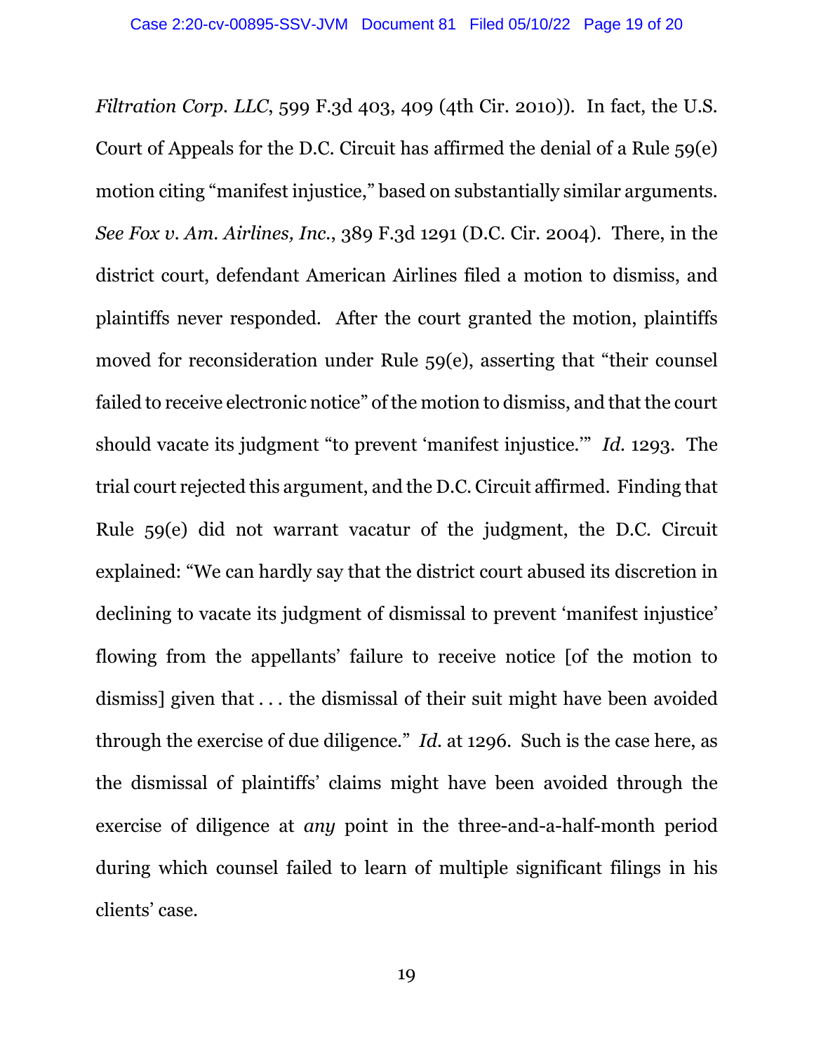*Filtration Corp. LLC*, 599 F.3d 403, 409 (4th Cir. 2010)). In fact, the U.S. Court of Appeals for the D.C. Circuit has affirmed the denial of a Rule 59(e) motion citing "manifest injustice," based on substantially similar arguments. *See Fox v. Am. Airlines, Inc.*, 389 F.3d 1291 (D.C. Cir. 2004). There, in the district court, defendant American Airlines filed a motion to dismiss, and plaintiffs never responded. After the court granted the motion, plaintiffs moved for reconsideration under Rule 59(e), asserting that "their counsel failed to receive electronic notice" of the motion to dismiss, and that the court should vacate its judgment "to prevent 'manifest injustice.'" *Id.* 1293. The trial court rejected this argument, and the D.C. Circuit affirmed. Finding that Rule 59(e) did not warrant vacatur of the judgment, the D.C. Circuit explained: "We can hardly say that the district court abused its discretion in declining to vacate its judgment of dismissal to prevent 'manifest injustice' flowing from the appellants' failure to receive notice [of the motion to dismiss] given that . . . the dismissal of their suit might have been avoided through the exercise of due diligence." *Id.* at 1296. Such is the case here, as the dismissal of plaintiffs' claims might have been avoided through the exercise of diligence at *any* point in the three-and-a-half-month period during which counsel failed to learn of multiple significant filings in his clients' case.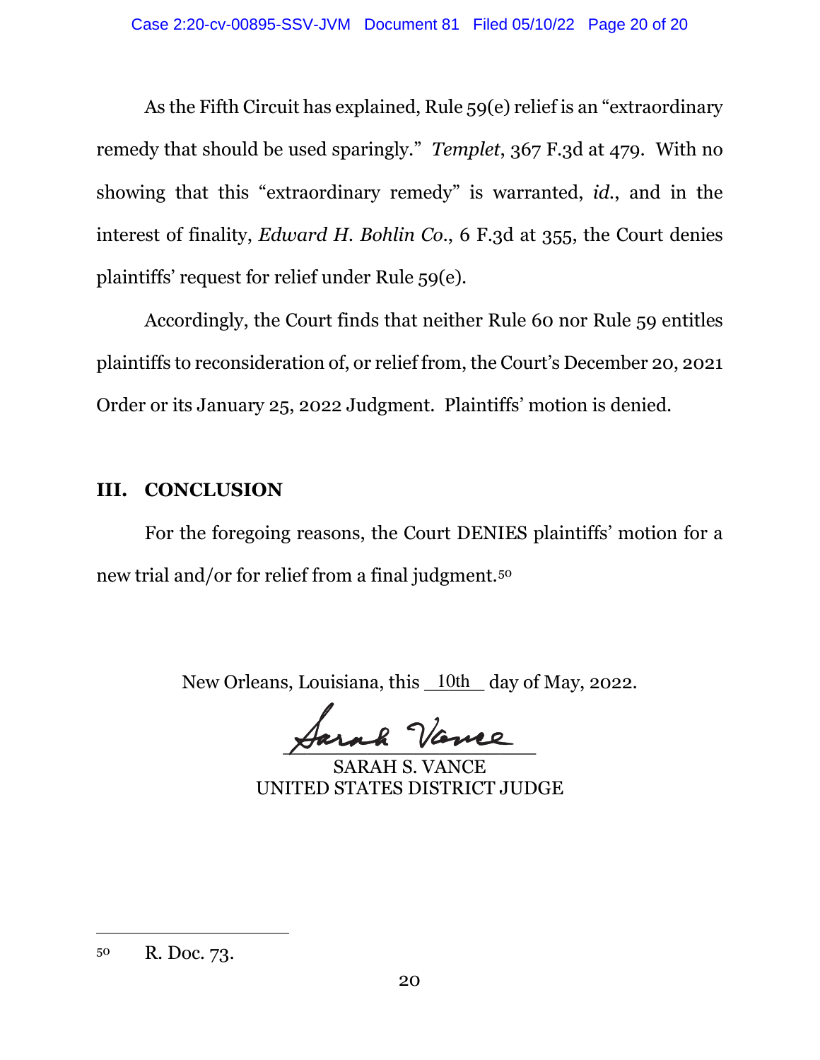As the Fifth Circuit has explained, Rule 59(e) relief is an "extraordinary remedy that should be used sparingly." *Templet*, 367 F.3d at 479. With no showing that this "extraordinary remedy" is warranted, *id.*, and in the interest of finality, *Edward H. Bohlin Co.*, 6 F.3d at 355, the Court denies plaintiffs' request for relief under Rule 59(e).

Accordingly, the Court finds that neither Rule 60 nor Rule 59 entitles plaintiffs to reconsideration of, or relief from, the Court's December 20, 2021 Order or its January 25, 2022 Judgment. Plaintiffs' motion is denied.

## III. CONCLUSION

For the foregoing reasons, the Court DENIES plaintiffs' motion for a new trial and/or for relief from a final judgment.[50]

New Orleans, Louisiana, this 10th day of May, 2022.

SARAH S. VANCE
UNITED STATES DISTRICT JUDGE

---

[50] R. Doc. 73.